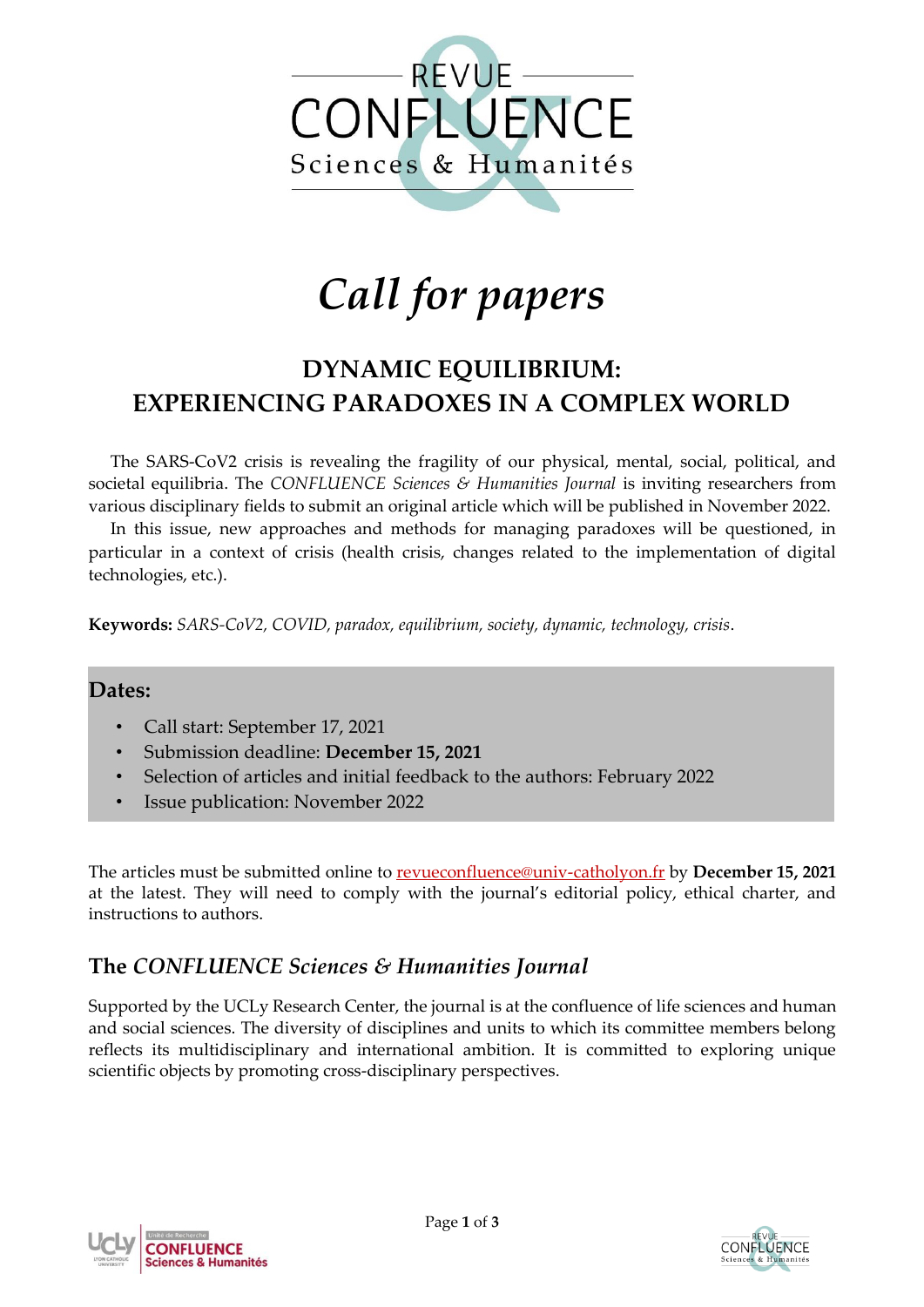REVUE CONFLUENCE Sciences & Humanités

# *Call for papers*

## DYNAMIC EQUILIBRIUM: EXPERIENCING PARADOXES IN A COMPLEX WORLD

The SARS-CoV2 crisis is revealing the fragility of our physical, mental, social, political, and societal equilibria. The *CONFLUENCE Sciences & Humanities Journal* is inviting researchers from various disciplinary fields to submit an original article which will be published in November 2022.

In this issue, new approaches and methods for managing paradoxes will be questioned, in particular in a context of crisis (health crisis, changes related to the implementation of digital technologies, etc.).

**Keywords:** *SARS-CoV2, COVID, paradox, equilibrium, society, dynamic, technology, crisis*.

### Dates:

- Call start: September 17, 2021
- Submission deadline: **December 15, 2021**
- Selection of articles and initial feedback to the authors: February 2022
- Issue publication: November 2022

The articles must be submitted online to revueconfluence@univ-catholyon.fr by **December 15, 2021** at the latest. They will need to comply with the journal's editorial policy, ethical charter, and instructions to authors.

## The *CONFLUENCE Sciences & Humanities Journal*

Supported by the UCLy Research Center, the journal is at the confluence of life sciences and human and social sciences. The diversity of disciplines and units to which its committee members belong reflects its multidisciplinary and international ambition. It is committed to exploring unique scientific objects by promoting cross-disciplinary perspectives.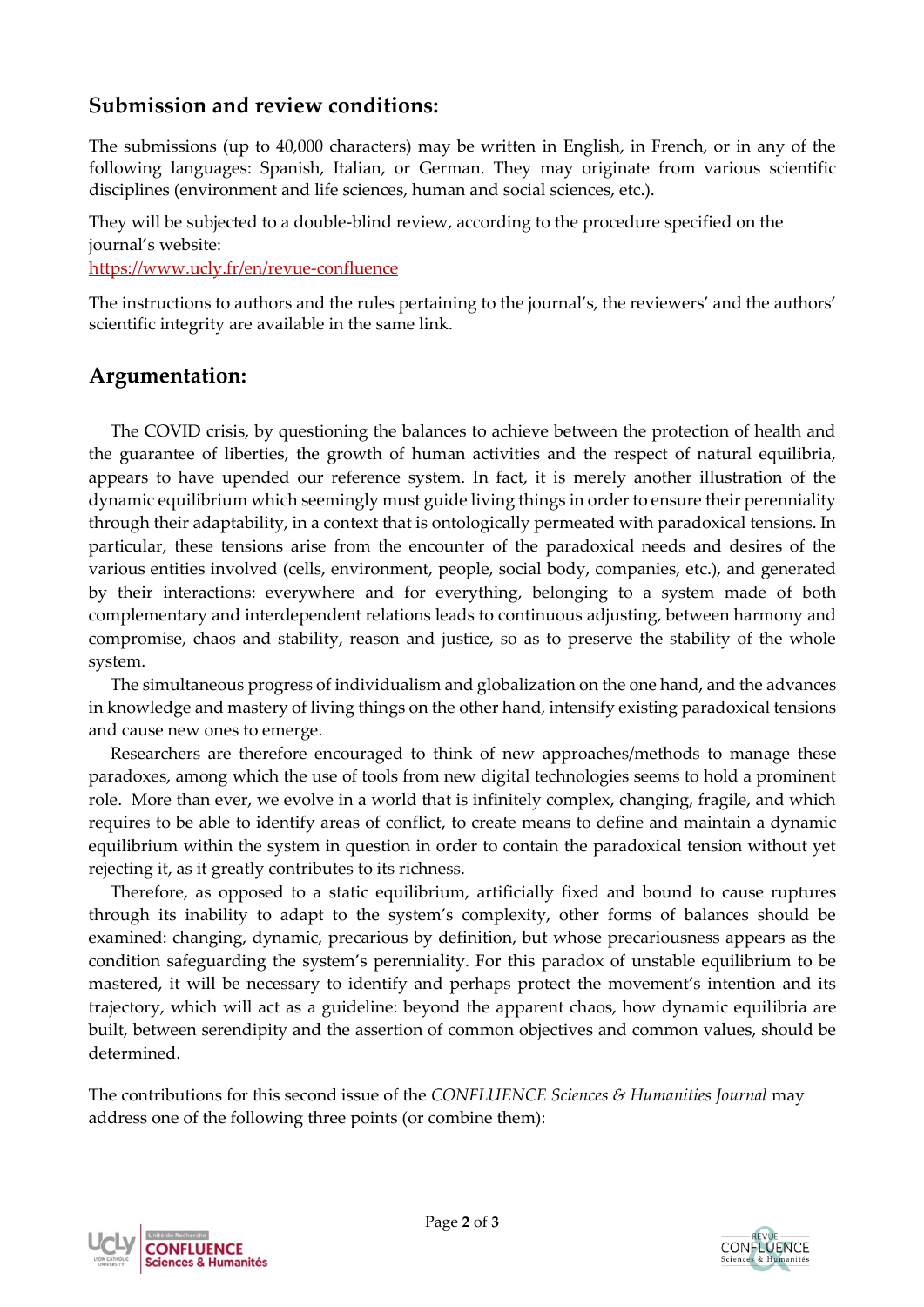## Submission and review conditions:

The submissions (up to 40,000 characters) may be written in English, in French, or in any of the following languages: Spanish, Italian, or German. They may originate from various scientific disciplines (environment and life sciences, human and social sciences, etc.).

They will be subjected to a double-blind review, according to the procedure specified on the journal's website:
https://www.ucly.fr/en/revue-confluence

The instructions to authors and the rules pertaining to the journal's, the reviewers' and the authors' scientific integrity are available in the same link.

## Argumentation:

The COVID crisis, by questioning the balances to achieve between the protection of health and the guarantee of liberties, the growth of human activities and the respect of natural equilibria, appears to have upended our reference system. In fact, it is merely another illustration of the dynamic equilibrium which seemingly must guide living things in order to ensure their perenniality through their adaptability, in a context that is ontologically permeated with paradoxical tensions. In particular, these tensions arise from the encounter of the paradoxical needs and desires of the various entities involved (cells, environment, people, social body, companies, etc.), and generated by their interactions: everywhere and for everything, belonging to a system made of both complementary and interdependent relations leads to continuous adjusting, between harmony and compromise, chaos and stability, reason and justice, so as to preserve the stability of the whole system.

The simultaneous progress of individualism and globalization on the one hand, and the advances in knowledge and mastery of living things on the other hand, intensify existing paradoxical tensions and cause new ones to emerge.

Researchers are therefore encouraged to think of new approaches/methods to manage these paradoxes, among which the use of tools from new digital technologies seems to hold a prominent role. More than ever, we evolve in a world that is infinitely complex, changing, fragile, and which requires to be able to identify areas of conflict, to create means to define and maintain a dynamic equilibrium within the system in question in order to contain the paradoxical tension without yet rejecting it, as it greatly contributes to its richness.

Therefore, as opposed to a static equilibrium, artificially fixed and bound to cause ruptures through its inability to adapt to the system's complexity, other forms of balances should be examined: changing, dynamic, precarious by definition, but whose precariousness appears as the condition safeguarding the system's perenniality. For this paradox of unstable equilibrium to be mastered, it will be necessary to identify and perhaps protect the movement's intention and its trajectory, which will act as a guideline: beyond the apparent chaos, how dynamic equilibria are built, between serendipity and the assertion of common objectives and common values, should be determined.

The contributions for this second issue of the *CONFLUENCE Sciences & Humanities Journal* may address one of the following three points (or combine them):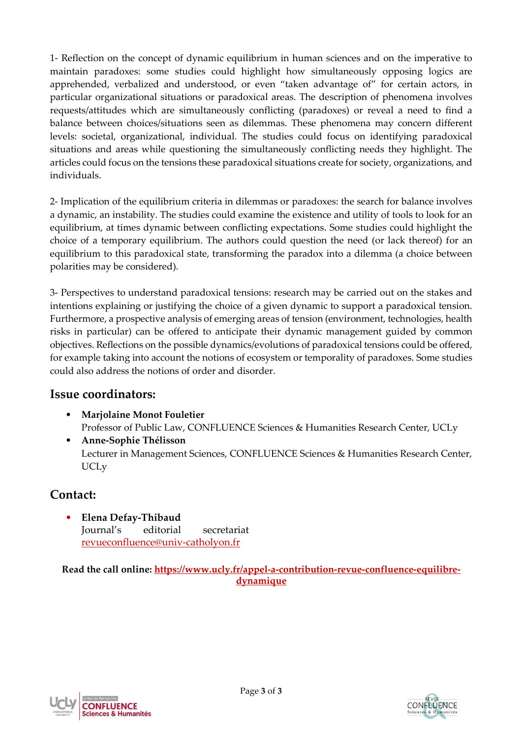1- Reflection on the concept of dynamic equilibrium in human sciences and on the imperative to maintain paradoxes: some studies could highlight how simultaneously opposing logics are apprehended, verbalized and understood, or even "taken advantage of" for certain actors, in particular organizational situations or paradoxical areas. The description of phenomena involves requests/attitudes which are simultaneously conflicting (paradoxes) or reveal a need to find a balance between choices/situations seen as dilemmas. These phenomena may concern different levels: societal, organizational, individual. The studies could focus on identifying paradoxical situations and areas while questioning the simultaneously conflicting needs they highlight. The articles could focus on the tensions these paradoxical situations create for society, organizations, and individuals.

2- Implication of the equilibrium criteria in dilemmas or paradoxes: the search for balance involves a dynamic, an instability. The studies could examine the existence and utility of tools to look for an equilibrium, at times dynamic between conflicting expectations. Some studies could highlight the choice of a temporary equilibrium. The authors could question the need (or lack thereof) for an equilibrium to this paradoxical state, transforming the paradox into a dilemma (a choice between polarities may be considered).

3- Perspectives to understand paradoxical tensions: research may be carried out on the stakes and intentions explaining or justifying the choice of a given dynamic to support a paradoxical tension. Furthermore, a prospective analysis of emerging areas of tension (environment, technologies, health risks in particular) can be offered to anticipate their dynamic management guided by common objectives. Reflections on the possible dynamics/evolutions of paradoxical tensions could be offered, for example taking into account the notions of ecosystem or temporality of paradoxes. Some studies could also address the notions of order and disorder.

## Issue coordinators:

- **Marjolaine Monot Fouletier**
  Professor of Public Law, CONFLUENCE Sciences & Humanities Research Center, UCLy
- **Anne-Sophie Thélisson**
  Lecturer in Management Sciences, CONFLUENCE Sciences & Humanities Research Center, UCLy

## Contact:

- **Elena Defay-Thibaud**
  Journal's editorial secretariat
  revueconfluence@univ-catholyon.fr

**Read the call online: https://www.ucly.fr/appel-a-contribution-revue-confluence-equilibre-dynamique**